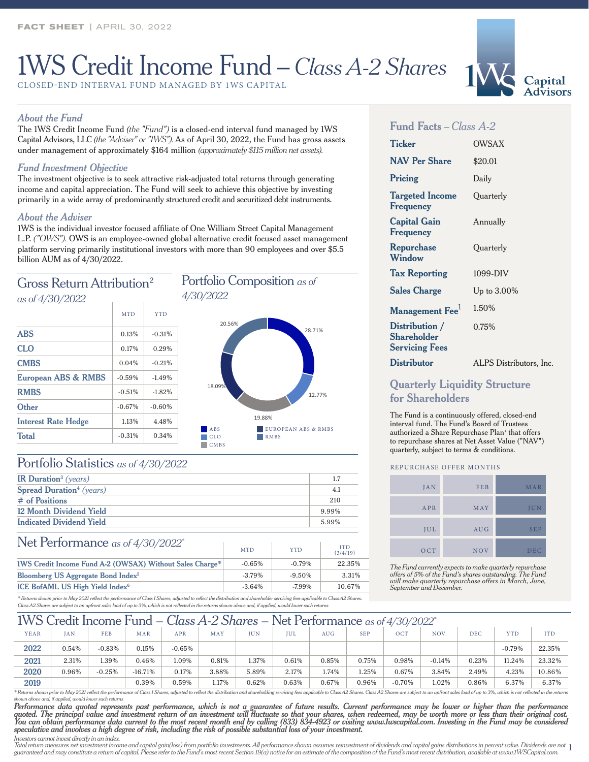FACT SHEET | APRIL 30, 2022

# 1WS Credit Income Fund – *Class A-2 Shares*

CLOSED-END INTERVAL FUND MANAGED BY 1WS CAPITAL

1WS Capital Advisors

### *About the Fund*

The 1WS Credit Income Fund *(the "Fund")* is a closed-end interval fund managed by 1WS Capital Advisors, LLC *(the "Adviser" or "1WS")*. As of April 30, 2022, the Fund has gross assets under management of approximately $164 million *(approximately $115 million net assets)*.

### *Fund Investment Objective*

The investment objective is to seek attractive risk-adjusted total returns through generating income and capital appreciation. The Fund will seek to achieve this objective by investing primarily in a wide array of predominantly structured credit and securitized debt instruments.

### *About the Adviser*

1WS is the individual investor focused affiliate of One William Street Capital Management L.P. *("OWS")*. OWS is an employee-owned global alternative credit focused asset management platform serving primarily institutional investors with more than 90 employees and over $5.5 billion AUM as of 4/30/2022.

## Gross Return Attribution[2] *as of 4/30/2022*

| | MTD | YTD |
|---|---|---|
| **ABS** | 0.13% | -0.31% |
| **CLO** | 0.17% | 0.29% |
| **CMBS** | 0.04% | -0.21% |
| **European ABS & RMBS** | -0.59% | -1.49% |
| **RMBS** | -0.51% | -1.82% |
| **Other** | -0.67% | -0.60% |
| **Interest Rate Hedge** | 1.13% | 4.48% |
| **Total** | -0.31% | 0.34% |

## Portfolio Composition *as of 4/30/2022*

| Sector | Weight |
|---|---|
| ABS | 28.71% |
| CLO | 12.77% |
| CMBS | 19.88% |
| European ABS & RMBS | 18.09% |
| RMBS | 20.56% |

## Portfolio Statistics *as of 4/30/2022*

| | |
|---|---|
| **IR Duration**[3] *(years)* | 1.7 |
| **Spread Duration**[4] *(years)* | 4.1 |
| **# of Positions** | 210 |
| **12 Month Dividend Yield** | 9.99% |
| **Indicated Dividend Yield** | 5.99% |

## Net Performance *as of 4/30/2022*\*

| | MTD | YTD | ITD (3/4/19) |
|---|---|---|---|
| **1WS Credit Income Fund A-2 (OWSAX) Without Sales Charge\*** | -0.65% | -0.79% | 22.35% |
| **Bloomberg US Aggregate Bond Index**[5] | -3.79% | -9.50% | 3.31% |
| **ICE BofAML US High Yield Index**[6] | -3.64% | -7.99% | 10.67% |

*\* Returns shown prior to May 2021 reflect the performance of Class I Shares, adjusted to reflect the distribution and shareholder servicing fees applicable to Class A2 Shares. Class A2 Shares are subject to an upfront sales load of up to 3%, which is not reflected in the returns shown above and, if applied, would lower such returns*

## Fund Facts – *Class A-2*

| | |
|---|---|
| **Ticker** | OWSAX |
| **NAV Per Share** | $20.01 |
| **Pricing** | Daily |
| **Targeted Income Frequency** | Quarterly |
| **Capital Gain Frequency** | Annually |
| **Repurchase Window** | Quarterly |
| **Tax Reporting** | 1099-DIV |
| **Sales Charge** | Up to 3.00% |
| **Management Fee**[1] | 1.50% |
| **Distribution / Shareholder Servicing Fees** | 0.75% |
| **Distributor** | ALPS Distributors, Inc. |

## Quarterly Liquidity Structure for Shareholders

The Fund is a continuously offered, closed-end interval fund. The Fund's Board of Trustees authorized a Share Repurchase Plan⁺ that offers to repurchase shares at Net Asset Value ("NAV") quarterly, subject to terms & conditions.

REPURCHASE OFFER MONTHS

| | | |
|---|---|---|
| JAN | FEB | **MAR** |
| APR | MAY | **JUN** |
| JUL | AUG | **SEP** |
| OCT | NOV | **DEC** |

*The Fund currently expects to make quarterly repurchase offers of 5% of the Fund's shares outstanding. The Fund will make quarterly repurchase offers in March, June, September and December.*

## 1WS Credit Income Fund – *Class A-2 Shares* – Net Performance *as of 4/30/2022*\*

| YEAR | JAN | FEB | MAR | APR | MAY | JUN | JUL | AUG | SEP | OCT | NOV | DEC | YTD | ITD |
|---|---|---|---|---|---|---|---|---|---|---|---|---|---|---|
| **2022** | 0.54% | -0.83% | 0.15% | -0.65% | | | | | | | | | -0.79% | 22.35% |
| **2021** | 2.31% | 1.39% | 0.46% | 1.09% | 0.81% | 1.37% | 0.61% | 0.85% | 0.75% | 0.98% | -0.14% | 0.23% | 11.24% | 23.32% |
| **2020** | 0.96% | -0.25% | -16.71% | 0.17% | 3.88% | 5.89% | 2.17% | 1.74% | 1.25% | 0.67% | 3.84% | 2.49% | 4.23% | 10.86% |
| **2019** | | | 0.39% | 0.59% | 1.17% | 0.62% | 0.63% | 0.67% | 0.96% | -0.70% | 1.02% | 0.86% | 6.37% | 6.37% |

*\* Returns shown prior to May 2021 reflect the performance of Class I Shares, adjusted to reflect the distribution and shareholding servicing fees applicable to Class A2 Shares. Class A2 Shares are subject to an upfront sales load of up to 3%, which is not reflected in the returns shown above and, if applied, would lower such returns*

***Performance data quoted represents past performance, which is not a guarantee of future results. Current performance may be lower or higher than the performance quoted. The principal value and investment return of an investment will fluctuate so that your shares, when redeemed, may be worth more or less than their original cost. You can obtain performance data current to the most recent month end by calling (833) 834-4923 or visiting www.1wscapital.com. Investing in the Fund may be considered speculative and involves a high degree of risk, including the risk of possible substantial loss of your investment.***

*Investors cannot invest directly in an index.*

*Total return measures net investment income and capital gain(loss) from portfolio investments. All performance shown assumes reinvestment of dividends and capital gains distributions in percent value. Dividends are not guaranteed and may constitute a return of capital. Please refer to the Fund's most recent Section 19(a) notice for an estimate of the composition of the Fund's most recent distribution, available at www.1WSCapital.com.*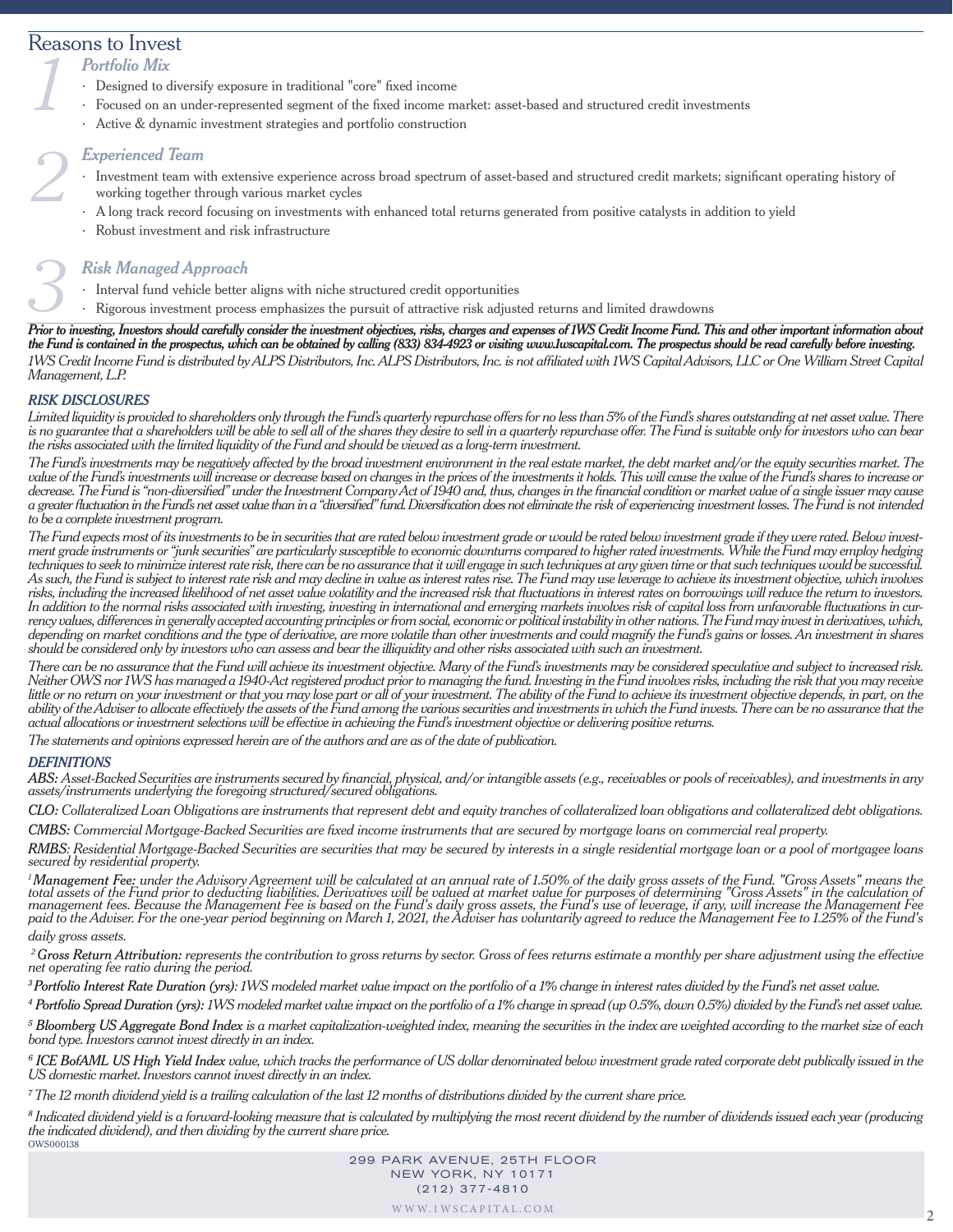# Reasons to Invest

### 1 *Portfolio Mix*

- Designed to diversify exposure in traditional "core" fixed income
- Focused on an under-represented segment of the fixed income market: asset-based and structured credit investments
- Active & dynamic investment strategies and portfolio construction

### 2 *Experienced Team*

- Investment team with extensive experience across broad spectrum of asset-based and structured credit markets; significant operating history of working together through various market cycles
- A long track record focusing on investments with enhanced total returns generated from positive catalysts in addition to yield
- Robust investment and risk infrastructure

### 3 *Risk Managed Approach*

- Interval fund vehicle better aligns with niche structured credit opportunities
- Rigorous investment process emphasizes the pursuit of attractive risk adjusted returns and limited drawdowns

***Prior to investing, Investors should carefully consider the investment objectives, risks, charges and expenses of 1WS Credit Income Fund. This and other important information about the Fund is contained in the prospectus, which can be obtained by calling (833) 834-4923 or visiting www.1wscapital.com. The prospectus should be read carefully before investing.***

*1WS Credit Income Fund is distributed by ALPS Distributors, Inc. ALPS Distributors, Inc. is not affiliated with 1WS Capital Advisors, LLC or One William Street Capital Management, L.P.*

***RISK DISCLOSURES***

*Limited liquidity is provided to shareholders only through the Fund's quarterly repurchase offers for no less than 5% of the Fund's shares outstanding at net asset value. There is no guarantee that a shareholders will be able to sell all of the shares they desire to sell in a quarterly repurchase offer. The Fund is suitable only for investors who can bear the risks associated with the limited liquidity of the Fund and should be viewed as a long-term investment.*

*The Fund's investments may be negatively affected by the broad investment environment in the real estate market, the debt market and/or the equity securities market. The value of the Fund's investments will increase or decrease based on changes in the prices of the investments it holds. This will cause the value of the Fund's shares to increase or decrease. The Fund is "non-diversified" under the Investment Company Act of 1940 and, thus, changes in the financial condition or market value of a single issuer may cause a greater fluctuation in the Fund's net asset value than in a "diversified" fund. Diversification does not eliminate the risk of experiencing investment losses. The Fund is not intended to be a complete investment program.*

*The Fund expects most of its investments to be in securities that are rated below investment grade or would be rated below investment grade if they were rated. Below investment grade instruments or "junk securities" are particularly susceptible to economic downturns compared to higher rated investments. While the Fund may employ hedging techniques to seek to minimize interest rate risk, there can be no assurance that it will engage in such techniques at any given time or that such techniques would be successful. As such, the Fund is subject to interest rate risk and may decline in value as interest rates rise. The Fund may use leverage to achieve its investment objective, which involves risks, including the increased likelihood of net asset value volatility and the increased risk that fluctuations in interest rates on borrowings will reduce the return to investors. In addition to the normal risks associated with investing, investing in international and emerging markets involves risk of capital loss from unfavorable fluctuations in currency values, differences in generally accepted accounting principles or from social, economic or political instability in other nations. The Fund may invest in derivatives, which, depending on market conditions and the type of derivative, are more volatile than other investments and could magnify the Fund's gains or losses. An investment in shares should be considered only by investors who can assess and bear the illiquidity and other risks associated with such an investment.*

*There can be no assurance that the Fund will achieve its investment objective. Many of the Fund's investments may be considered speculative and subject to increased risk. Neither OWS nor 1WS has managed a 1940-Act registered product prior to managing the fund. Investing in the Fund involves risks, including the risk that you may receive little or no return on your investment or that you may lose part or all of your investment. The ability of the Fund to achieve its investment objective depends, in part, on the ability of the Adviser to allocate effectively the assets of the Fund among the various securities and investments in which the Fund invests. There can be no assurance that the actual allocations or investment selections will be effective in achieving the Fund's investment objective or delivering positive returns.*

*The statements and opinions expressed herein are of the authors and are as of the date of publication.*

***DEFINITIONS***

***ABS:*** *Asset-Backed Securities are instruments secured by financial, physical, and/or intangible assets (e.g., receivables or pools of receivables), and investments in any assets/instruments underlying the foregoing structured/secured obligations.*

***CLO:*** *Collateralized Loan Obligations are instruments that represent debt and equity tranches of collateralized loan obligations and collateralized debt obligations.*

***CMBS:*** *Commercial Mortgage-Backed Securities are fixed income instruments that are secured by mortgage loans on commercial real property.*

***RMBS:*** *Residential Mortgage-Backed Securities are securities that may be secured by interests in a single residential mortgage loan or a pool of mortgagee loans secured by residential property.*

[1] ***Management Fee:*** *under the Advisory Agreement will be calculated at an annual rate of 1.50% of the daily gross assets of the Fund. "Gross Assets" means the total assets of the Fund prior to deducting liabilities. Derivatives will be valued at market value for purposes of determining "Gross Assets" in the calculation of management fees. Because the Management Fee is based on the Fund's daily gross assets, the Fund's use of leverage, if any, will increase the Management Fee paid to the Adviser. For the one-year period beginning on March 1, 2021, the Adviser has voluntarily agreed to reduce the Management Fee to 1.25% of the Fund's daily gross assets.*

[2] ***Gross Return Attribution:*** *represents the contribution to gross returns by sector. Gross of fees returns estimate a monthly per share adjustment using the effective net operating fee ratio during the period.*

[3] ***Portfolio Interest Rate Duration (yrs):*** *1WS modeled market value impact on the portfolio of a 1% change in interest rates divided by the Fund's net asset value.*

[4] ***Portfolio Spread Duration (yrs):*** *1WS modeled market value impact on the portfolio of a 1% change in spread (up 0.5%, down 0.5%) divided by the Fund's net asset value.*

[5] ***Bloomberg US Aggregate Bond Index*** *is a market capitalization-weighted index, meaning the securities in the index are weighted according to the market size of each bond type. Investors cannot invest directly in an index.*

[6] ***ICE BofAML US High Yield Index*** *value, which tracks the performance of US dollar denominated below investment grade rated corporate debt publically issued in the US domestic market. Investors cannot invest directly in an index.*

[7] *The 12 month dividend yield is a trailing calculation of the last 12 months of distributions divided by the current share price.*

[8] *Indicated dividend yield is a forward-looking measure that is calculated by multiplying the most recent dividend by the number of dividends issued each year (producing the indicated dividend), and then dividing by the current share price.*

OWS000138

299 PARK AVENUE, 25TH FLOOR
NEW YORK, NY 10171
(212) 377-4810

WWW.1WSCAPITAL.COM